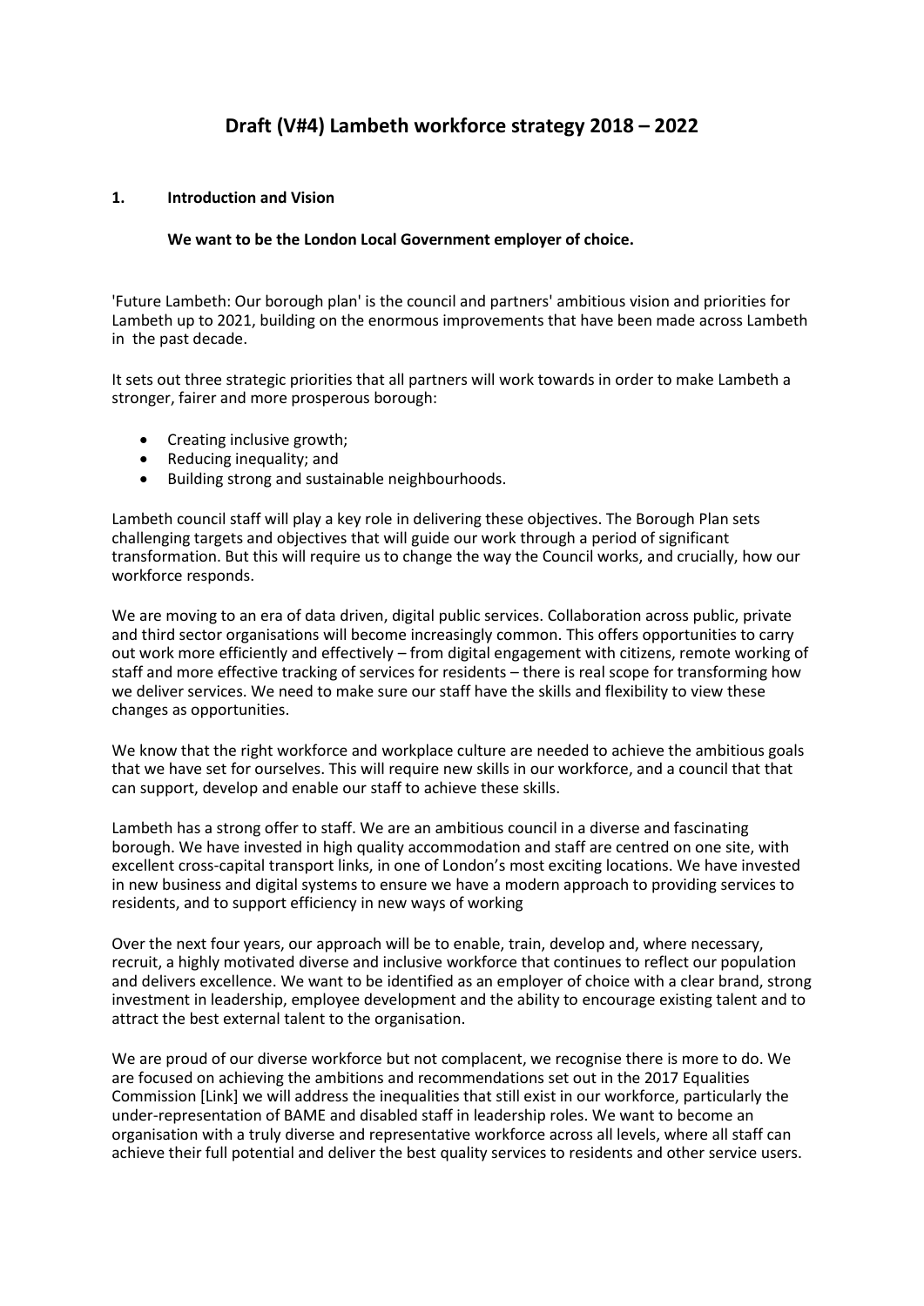# Draft (V#4) Lambeth workforce strategy 2018 – 2022

## 1. Introduction and Vision

**We want to be the London Local Government employer of choice.**

'Future Lambeth: Our borough plan' is the council and partners' ambitious vision and priorities for Lambeth up to 2021, building on the enormous improvements that have been made across Lambeth in the past decade.

It sets out three strategic priorities that all partners will work towards in order to make Lambeth a stronger, fairer and more prosperous borough:

- Creating inclusive growth;
- Reducing inequality; and
- Building strong and sustainable neighbourhoods.

Lambeth council staff will play a key role in delivering these objectives. The Borough Plan sets challenging targets and objectives that will guide our work through a period of significant transformation. But this will require us to change the way the Council works, and crucially, how our workforce responds.

We are moving to an era of data driven, digital public services. Collaboration across public, private and third sector organisations will become increasingly common. This offers opportunities to carry out work more efficiently and effectively – from digital engagement with citizens, remote working of staff and more effective tracking of services for residents – there is real scope for transforming how we deliver services. We need to make sure our staff have the skills and flexibility to view these changes as opportunities.

We know that the right workforce and workplace culture are needed to achieve the ambitious goals that we have set for ourselves. This will require new skills in our workforce, and a council that that can support, develop and enable our staff to achieve these skills.

Lambeth has a strong offer to staff. We are an ambitious council in a diverse and fascinating borough. We have invested in high quality accommodation and staff are centred on one site, with excellent cross-capital transport links, in one of London's most exciting locations. We have invested in new business and digital systems to ensure we have a modern approach to providing services to residents, and to support efficiency in new ways of working

Over the next four years, our approach will be to enable, train, develop and, where necessary, recruit, a highly motivated diverse and inclusive workforce that continues to reflect our population and delivers excellence. We want to be identified as an employer of choice with a clear brand, strong investment in leadership, employee development and the ability to encourage existing talent and to attract the best external talent to the organisation.

We are proud of our diverse workforce but not complacent, we recognise there is more to do. We are focused on achieving the ambitions and recommendations set out in the 2017 Equalities Commission [Link] we will address the inequalities that still exist in our workforce, particularly the under-representation of BAME and disabled staff in leadership roles. We want to become an organisation with a truly diverse and representative workforce across all levels, where all staff can achieve their full potential and deliver the best quality services to residents and other service users.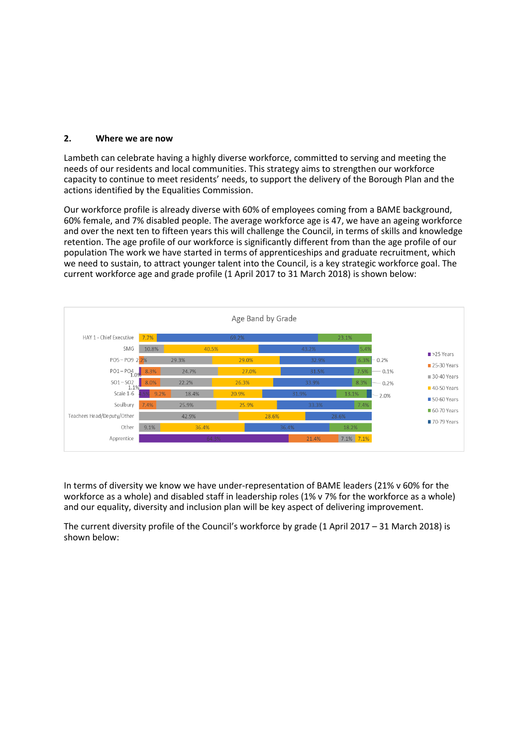## 2. Where we are now

Lambeth can celebrate having a highly diverse workforce, committed to serving and meeting the needs of our residents and local communities. This strategy aims to strengthen our workforce capacity to continue to meet residents' needs, to support the delivery of the Borough Plan and the actions identified by the Equalities Commission.

Our workforce profile is already diverse with 60% of employees coming from a BAME background, 60% female, and 7% disabled people. The average workforce age is 47, we have an ageing workforce and over the next ten to fifteen years this will challenge the Council, in terms of skills and knowledge retention. The age profile of our workforce is significantly different from than the age profile of our population The work we have started in terms of apprenticeships and graduate recruitment, which we need to sustain, to attract younger talent into the Council, is a key strategic workforce goal. The current workforce age and grade profile (1 April 2017 to 31 March 2018) is shown below:

**Age Band by Grade**

| Grade | >25 Years | 25-30 Years | 30-40 Years | 40-50 Years | 50-60 Years | 60-70 Years | 70-79 Years |
|---|---|---|---|---|---|---|---|
| HAY 1 - Chief Executive | | | | 7.7% | 69.2% | 23.1% | |
| SMG | | | 10.8% | 40.5% | 43.2% | 5.4% | |
| PO5 – PO9 | | 2.2% | 29.3% | 29.0% | 32.9% | 6.3% | 0.2% |
| PO1 – PO4 | 1.0% | 8.3% | 24.7% | 27.0% | 31.5% | 7.5% | 0.1% |
| SO1 – SO2 | 1.1% | 8.0% | 22.2% | 26.3% | 33.9% | 8.3% | 0.2% |
| Scale 1-6 | 4.5% | 9.2% | 18.4% | 20.9% | 31.9% | 13.1% | 2.0% |
| Soulbury | | 7.4% | 25.9% | 25.9% | 33.3% | 7.4% | |
| Teachers Head/Deputy/Other | | | 42.9% | 28.6% | 28.6% | | |
| Other | | | 9.1% | 36.4% | 36.4% | 18.2% | |
| Apprentice | 64.3% | 21.4% | 7.1% | 7.1% | | | |

In terms of diversity we know we have under-representation of BAME leaders (21% v 60% for the workforce as a whole) and disabled staff in leadership roles (1% v 7% for the workforce as a whole) and our equality, diversity and inclusion plan will be key aspect of delivering improvement.

The current diversity profile of the Council's workforce by grade (1 April 2017 – 31 March 2018) is shown below: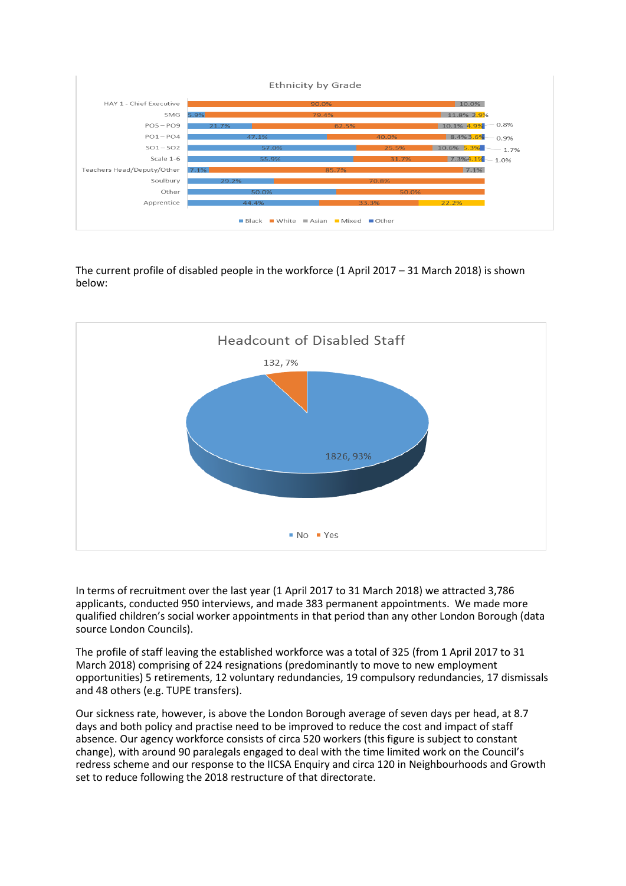Ethnicity by Grade

| Grade | Black | White | Asian | Mixed | Other |
|---|---|---|---|---|---|
| HAY 1 - Chief Executive | | 90.0% | 10.0% | | |
| SMG | 5.9% | 79.4% | 11.8% | 2.9% | |
| PO5 – PO9 | 21.7% | 62.5% | 10.1% | 4.9% | 0.8% |
| PO1 – PO4 | 47.1% | 40.0% | 8.4% | 3.6% | 0.9% |
| SO1 – SO2 | 57.0% | 25.5% | 10.6% | 5.3% | 1.7% |
| Scale 1-6 | 55.9% | 31.7% | 7.3% | 4.1% | 1.0% |
| Teachers Head/Deputy/Other | 7.1% | 85.7% | 7.1% | | |
| Soulbury | 29.2% | 70.8% | | | |
| Other | 50.0% | 50.0% | | | |
| Apprentice | 44.4% | 33.3% | | 22.2% | |

The current profile of disabled people in the workforce (1 April 2017 – 31 March 2018) is shown below:

Headcount of Disabled Staff

| | Headcount | % |
|---|---|---|
| No | 1826 | 93% |
| Yes | 132 | 7% |

In terms of recruitment over the last year (1 April 2017 to 31 March 2018) we attracted 3,786 applicants, conducted 950 interviews, and made 383 permanent appointments. We made more qualified children's social worker appointments in that period than any other London Borough (data source London Councils).

The profile of staff leaving the established workforce was a total of 325 (from 1 April 2017 to 31 March 2018) comprising of 224 resignations (predominantly to move to new employment opportunities) 5 retirements, 12 voluntary redundancies, 19 compulsory redundancies, 17 dismissals and 48 others (e.g. TUPE transfers).

Our sickness rate, however, is above the London Borough average of seven days per head, at 8.7 days and both policy and practise need to be improved to reduce the cost and impact of staff absence. Our agency workforce consists of circa 520 workers (this figure is subject to constant change), with around 90 paralegals engaged to deal with the time limited work on the Council's redress scheme and our response to the IICSA Enquiry and circa 120 in Neighbourhoods and Growth set to reduce following the 2018 restructure of that directorate.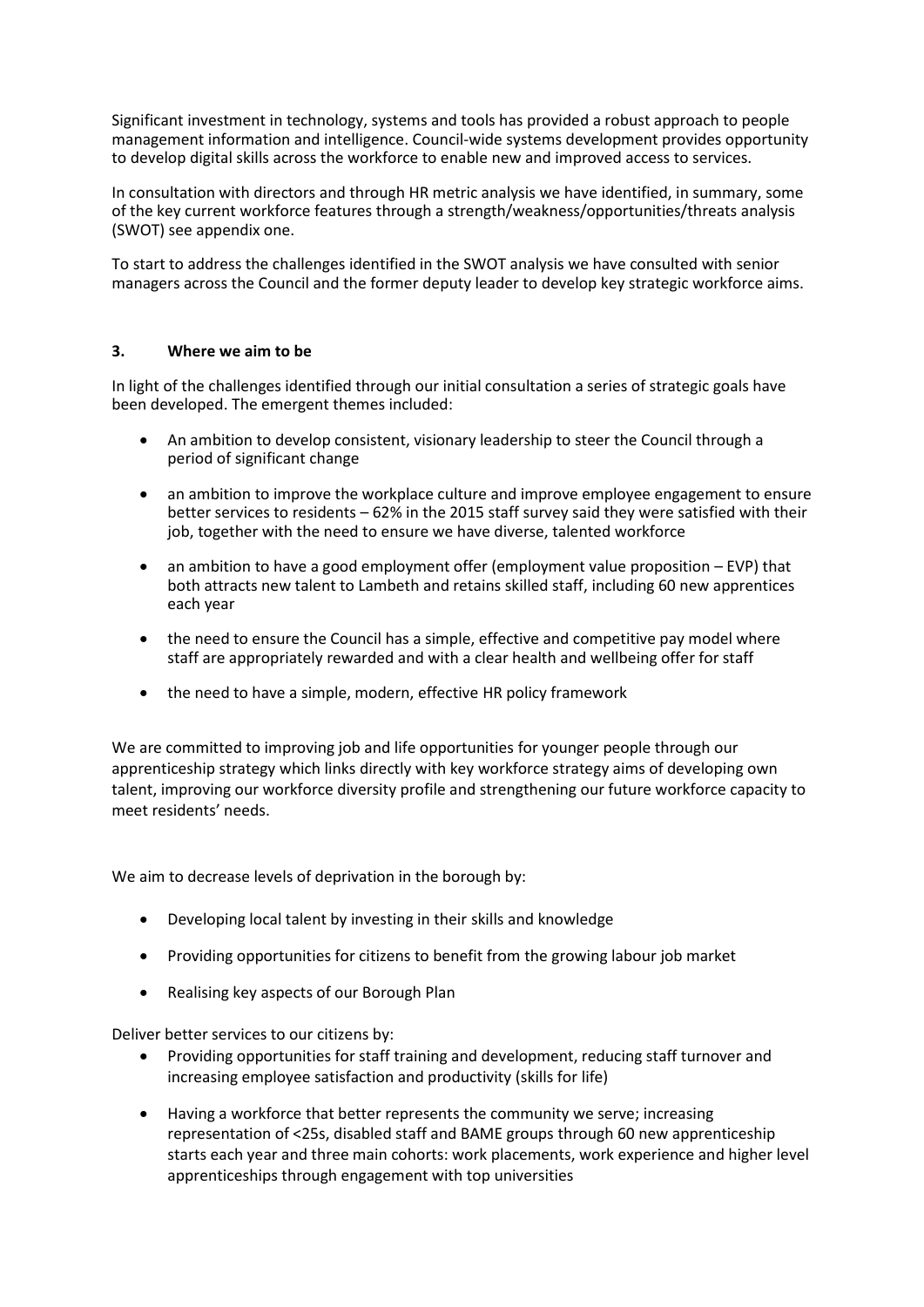Significant investment in technology, systems and tools has provided a robust approach to people management information and intelligence. Council-wide systems development provides opportunity to develop digital skills across the workforce to enable new and improved access to services.

In consultation with directors and through HR metric analysis we have identified, in summary, some of the key current workforce features through a strength/weakness/opportunities/threats analysis (SWOT) see appendix one.

To start to address the challenges identified in the SWOT analysis we have consulted with senior managers across the Council and the former deputy leader to develop key strategic workforce aims.

## 3. Where we aim to be

In light of the challenges identified through our initial consultation a series of strategic goals have been developed. The emergent themes included:

- An ambition to develop consistent, visionary leadership to steer the Council through a period of significant change
- an ambition to improve the workplace culture and improve employee engagement to ensure better services to residents – 62% in the 2015 staff survey said they were satisfied with their job, together with the need to ensure we have diverse, talented workforce
- an ambition to have a good employment offer (employment value proposition – EVP) that both attracts new talent to Lambeth and retains skilled staff, including 60 new apprentices each year
- the need to ensure the Council has a simple, effective and competitive pay model where staff are appropriately rewarded and with a clear health and wellbeing offer for staff
- the need to have a simple, modern, effective HR policy framework

We are committed to improving job and life opportunities for younger people through our apprenticeship strategy which links directly with key workforce strategy aims of developing own talent, improving our workforce diversity profile and strengthening our future workforce capacity to meet residents' needs.

We aim to decrease levels of deprivation in the borough by:

- Developing local talent by investing in their skills and knowledge
- Providing opportunities for citizens to benefit from the growing labour job market
- Realising key aspects of our Borough Plan

Deliver better services to our citizens by:

- Providing opportunities for staff training and development, reducing staff turnover and increasing employee satisfaction and productivity (skills for life)
- Having a workforce that better represents the community we serve; increasing representation of <25s, disabled staff and BAME groups through 60 new apprenticeship starts each year and three main cohorts: work placements, work experience and higher level apprenticeships through engagement with top universities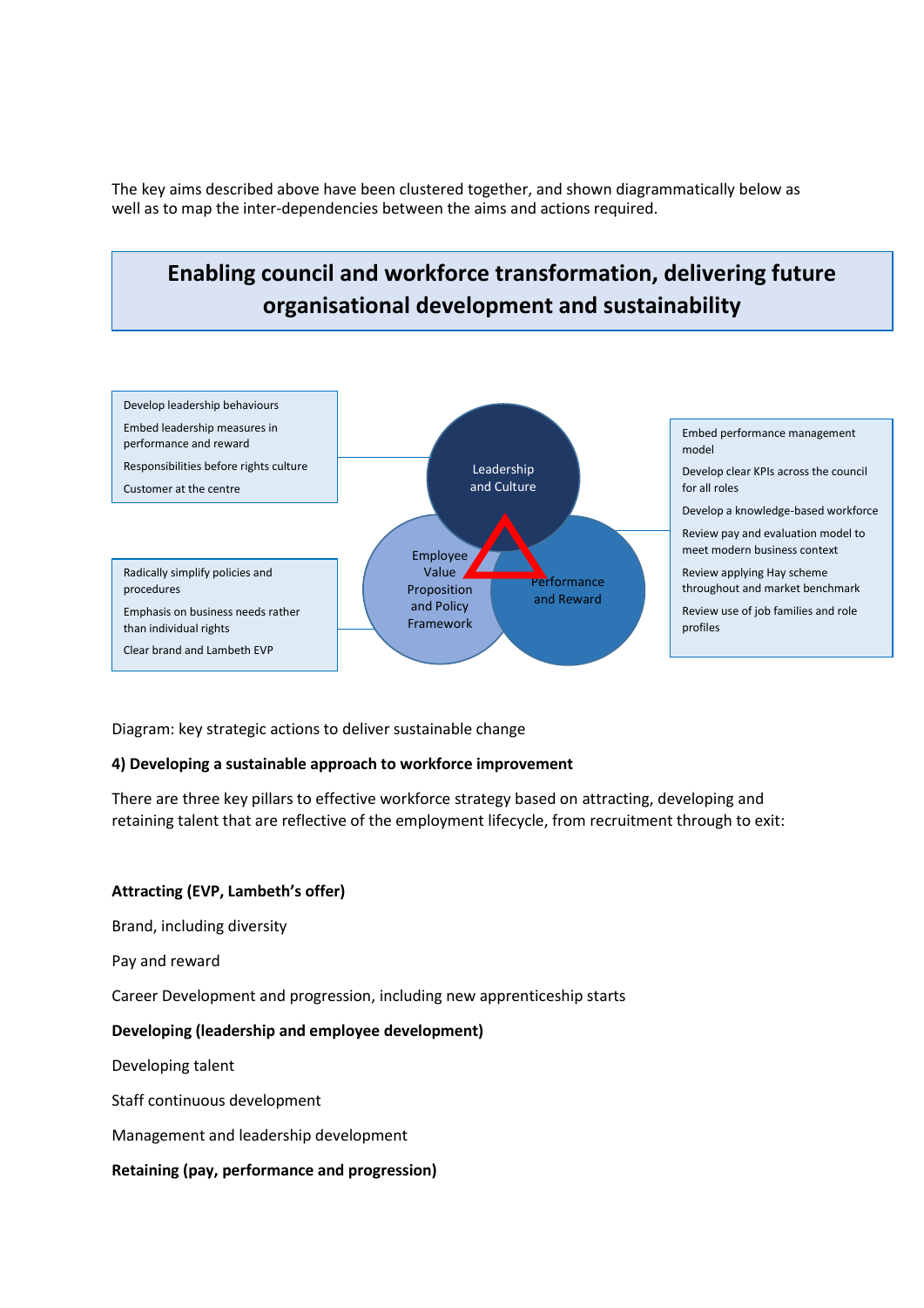The key aims described above have been clustered together, and shown diagrammatically below as well as to map the inter-dependencies between the aims and actions required.

**Enabling council and workforce transformation, delivering future organisational development and sustainability**

Leadership and Culture:

- Develop leadership behaviours
- Embed leadership measures in performance and reward
- Responsibilities before rights culture
- Customer at the centre

Employee Value Proposition and Policy Framework:

- Radically simplify policies and procedures
- Emphasis on business needs rather than individual rights
- Clear brand and Lambeth EVP

Performance and Reward:

- Embed performance management model
- Develop clear KPIs across the council for all roles
- Develop a knowledge-based workforce
- Review pay and evaluation model to meet modern business context
- Review applying Hay scheme throughout and market benchmark
- Review use of job families and role profiles

Diagram: key strategic actions to deliver sustainable change

**4) Developing a sustainable approach to workforce improvement**

There are three key pillars to effective workforce strategy based on attracting, developing and retaining talent that are reflective of the employment lifecycle, from recruitment through to exit:

**Attracting (EVP, Lambeth's offer)**

Brand, including diversity

Pay and reward

Career Development and progression, including new apprenticeship starts

**Developing (leadership and employee development)**

Developing talent

Staff continuous development

Management and leadership development

**Retaining (pay, performance and progression)**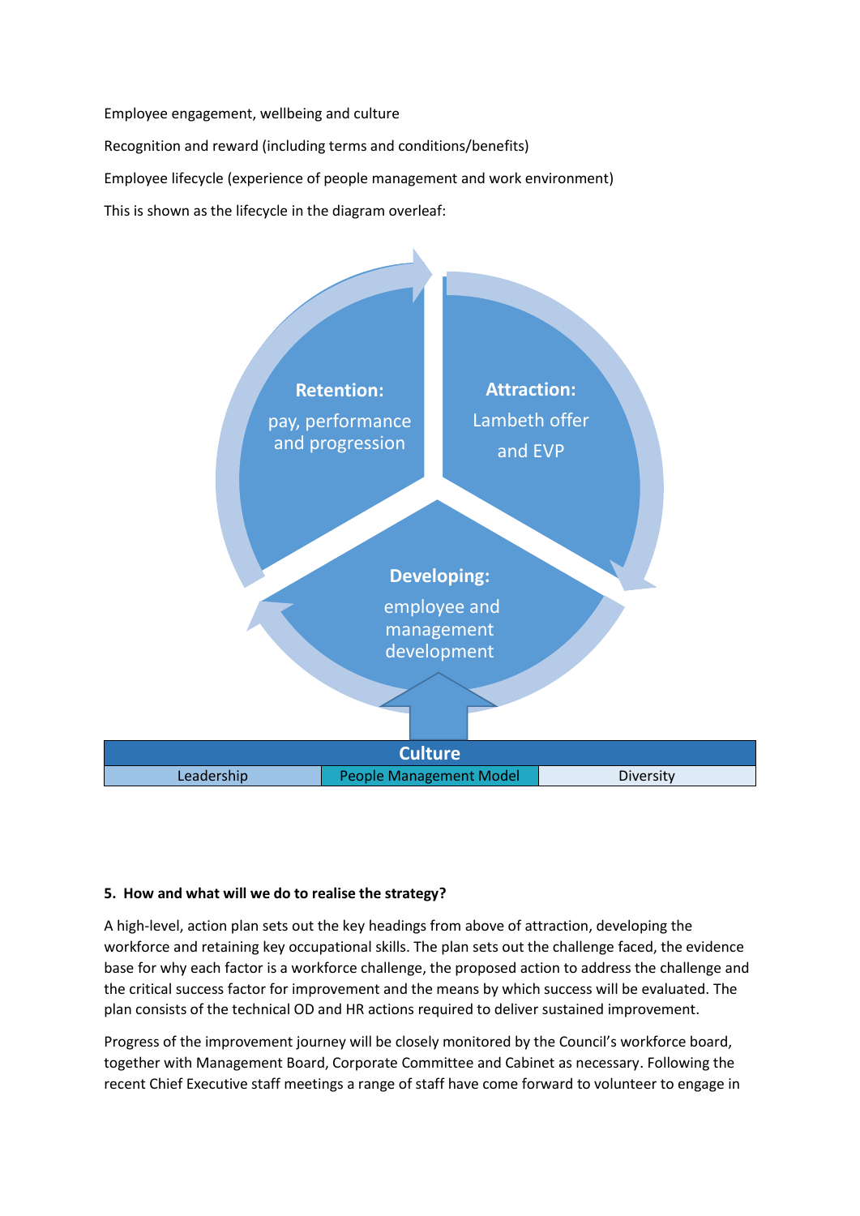Employee engagement, wellbeing and culture

Recognition and reward (including terms and conditions/benefits)

Employee lifecycle (experience of people management and work environment)

This is shown as the lifecycle in the diagram overleaf:

**Retention:** pay, performance and progression

**Attraction:** Lambeth offer and EVP

**Developing:** employee and management development

| Culture | | |
|---|---|---|
| Leadership | People Management Model | Diversity |

**5. How and what will we do to realise the strategy?**

A high-level, action plan sets out the key headings from above of attraction, developing the workforce and retaining key occupational skills. The plan sets out the challenge faced, the evidence base for why each factor is a workforce challenge, the proposed action to address the challenge and the critical success factor for improvement and the means by which success will be evaluated. The plan consists of the technical OD and HR actions required to deliver sustained improvement.

Progress of the improvement journey will be closely monitored by the Council's workforce board, together with Management Board, Corporate Committee and Cabinet as necessary. Following the recent Chief Executive staff meetings a range of staff have come forward to volunteer to engage in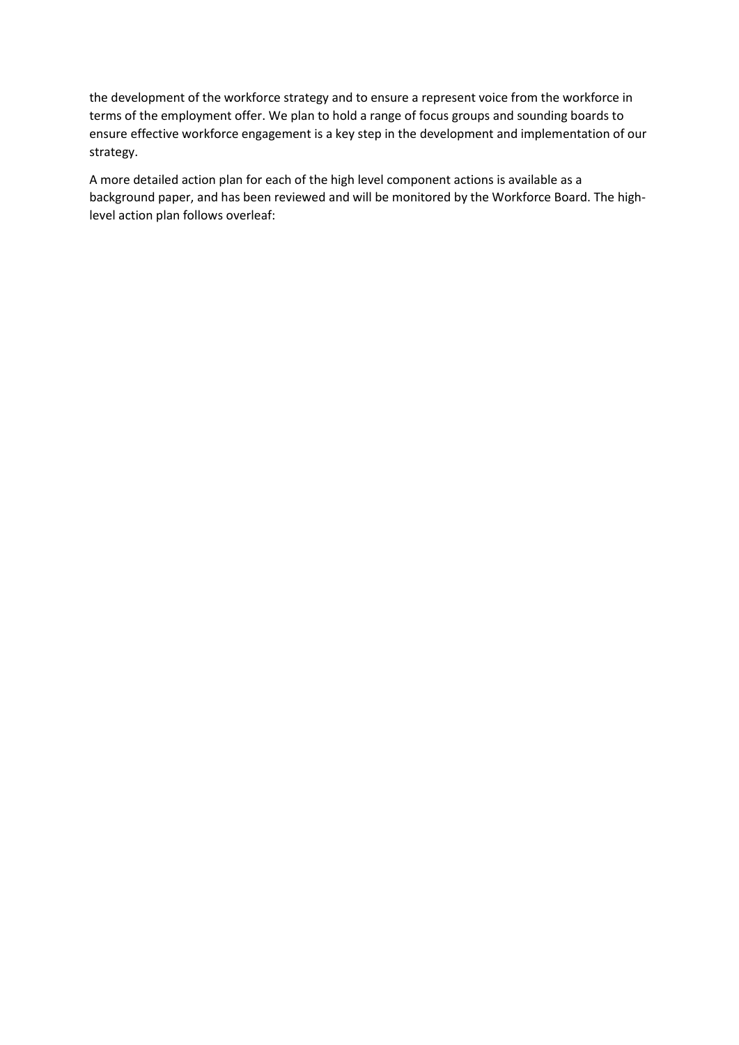the development of the workforce strategy and to ensure a represent voice from the workforce in terms of the employment offer. We plan to hold a range of focus groups and sounding boards to ensure effective workforce engagement is a key step in the development and implementation of our strategy.

A more detailed action plan for each of the high level component actions is available as a background paper, and has been reviewed and will be monitored by the Workforce Board. The high-level action plan follows overleaf: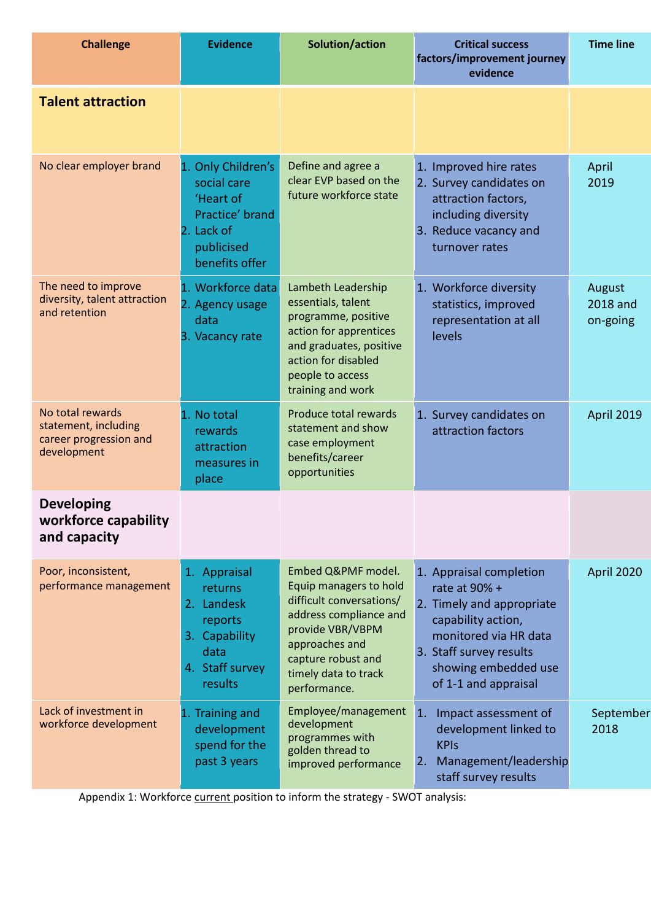| Challenge | Evidence | Solution/action | Critical success factors/improvement journey evidence | Time line |
|---|---|---|---|---|
| **Talent attraction** | | | | |
| No clear employer brand | 1. Only Children's social care 'Heart of Practice' brand 2. Lack of publicised benefits offer | Define and agree a clear EVP based on the future workforce state | 1. Improved hire rates 2. Survey candidates on attraction factors, including diversity 3. Reduce vacancy and turnover rates | April 2019 |
| The need to improve diversity, talent attraction and retention | 1. Workforce data 2. Agency usage data 3. Vacancy rate | Lambeth Leadership essentials, talent programme, positive action for apprentices and graduates, positive action for disabled people to access training and work | 1. Workforce diversity statistics, improved representation at all levels | August 2018 and on-going |
| No total rewards statement, including career progression and development | 1. No total rewards attraction measures in place | Produce total rewards statement and show case employment benefits/career opportunities | 1. Survey candidates on attraction factors | April 2019 |
| **Developing workforce capability and capacity** | | | | |
| Poor, inconsistent, performance management | 1. Appraisal returns 2. Landesk reports 3. Capability data 4. Staff survey results | Embed Q&PMF model. Equip managers to hold difficult conversations/ address compliance and provide VBR/VBPM approaches and capture robust and timely data to track performance. | 1. Appraisal completion rate at 90% + 2. Timely and appropriate capability action, monitored via HR data 3. Staff survey results showing embedded use of 1-1 and appraisal | April 2020 |
| Lack of investment in workforce development | 1. Training and development spend for the past 3 years | Employee/management development programmes with golden thread to improved performance | 1. Impact assessment of development linked to KPIs 2. Management/leadership staff survey results | September 2018 |

Appendix 1: Workforce current position to inform the strategy - SWOT analysis: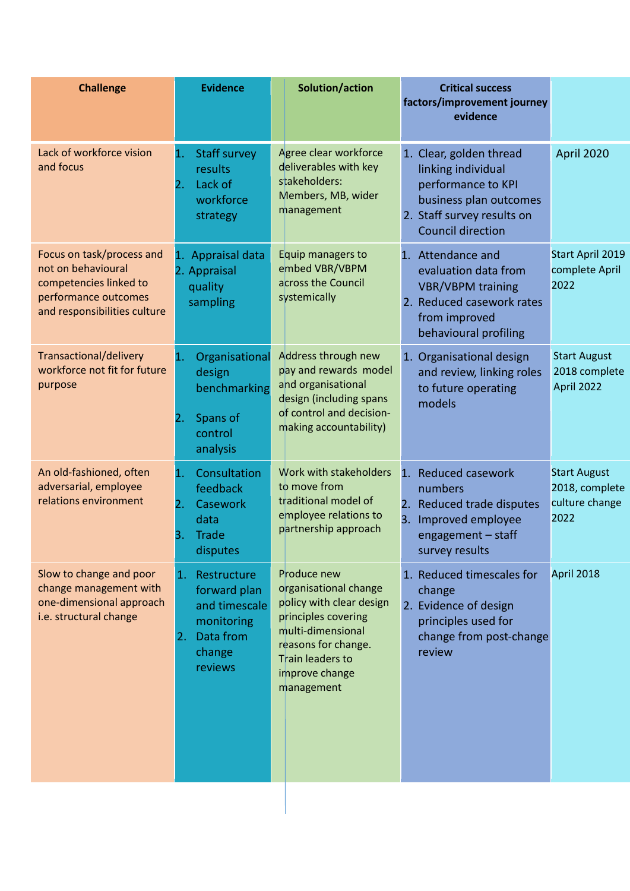| Challenge | Evidence | Solution/action | Critical success factors/improvement journey evidence | |
|---|---|---|---|---|
| Lack of workforce vision and focus | 1. Staff survey results<br>2. Lack of workforce strategy | Agree clear workforce deliverables with key stakeholders: Members, MB, wider management | 1. Clear, golden thread linking individual performance to KPI business plan outcomes<br>2. Staff survey results on Council direction | April 2020 |
| Focus on task/process and not on behavioural competencies linked to performance outcomes and responsibilities culture | 1. Appraisal data<br>2. Appraisal quality sampling | Equip managers to embed VBR/VBPM across the Council systemically | 1. Attendance and evaluation data from VBR/VBPM training<br>2. Reduced casework rates from improved behavioural profiling | Start April 2019 complete April 2022 |
| Transactional/delivery workforce not fit for future purpose | 1. Organisational design benchmarking<br>2. Spans of control analysis | Address through new pay and rewards model and organisational design (including spans of control and decision-making accountability) | 1. Organisational design and review, linking roles to future operating models | Start August 2018 complete April 2022 |
| An old-fashioned, often adversarial, employee relations environment | 1. Consultation feedback<br>2. Casework data<br>3. Trade disputes | Work with stakeholders to move from traditional model of employee relations to partnership approach | 1. Reduced casework numbers<br>2. Reduced trade disputes<br>3. Improved employee engagement – staff survey results | Start August 2018, complete culture change 2022 |
| Slow to change and poor change management with one-dimensional approach i.e. structural change | 1. Restructure forward plan and timescale monitoring<br>2. Data from change reviews | Produce new organisational change policy with clear design principles covering multi-dimensional reasons for change. Train leaders to improve change management | 1. Reduced timescales for change<br>2. Evidence of design principles used for change from post-change review | April 2018 |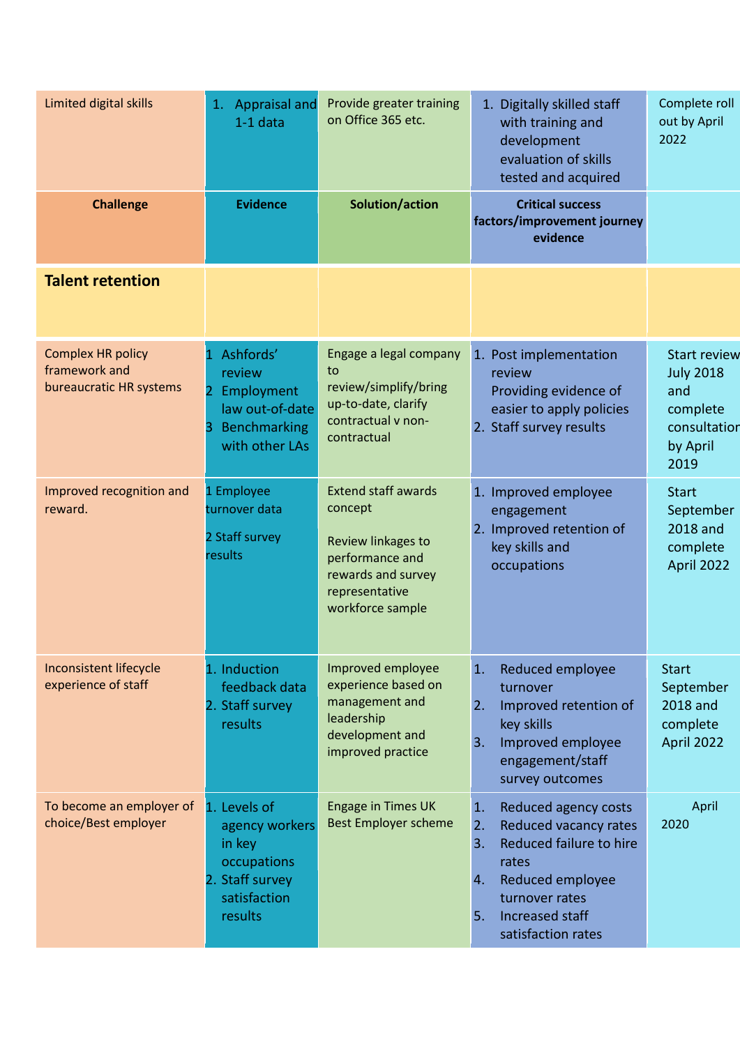| Limited digital skills | 1. Appraisal and 1-1 data | Provide greater training on Office 365 etc. | 1. Digitally skilled staff with training and development evaluation of skills tested and acquired | Complete roll out by April 2022 |
|---|---|---|---|---|
| **Challenge** | **Evidence** | **Solution/action** | **Critical success factors/improvement journey evidence** | |
| **Talent retention** | | | | |
| Complex HR policy framework and bureaucratic HR systems | 1 Ashfords' review<br>2 Employment law out-of-date<br>3 Benchmarking with other LAs | Engage a legal company to review/simplify/bring up-to-date, clarify contractual v non-contractual | 1. Post implementation review Providing evidence of easier to apply policies<br>2. Staff survey results | Start review July 2018 and complete consultation by April 2019 |
| Improved recognition and reward. | 1 Employee turnover data<br>2 Staff survey results | Extend staff awards concept<br>Review linkages to performance and rewards and survey representative workforce sample | 1. Improved employee engagement<br>2. Improved retention of key skills and occupations | Start September 2018 and complete April 2022 |
| Inconsistent lifecycle experience of staff | 1. Induction feedback data<br>2. Staff survey results | Improved employee experience based on management and leadership development and improved practice | 1. Reduced employee turnover<br>2. Improved retention of key skills<br>3. Improved employee engagement/staff survey outcomes | Start September 2018 and complete April 2022 |
| To become an employer of choice/Best employer | 1. Levels of agency workers in key occupations<br>2. Staff survey satisfaction results | Engage in Times UK Best Employer scheme | 1. Reduced agency costs<br>2. Reduced vacancy rates<br>3. Reduced failure to hire rates<br>4. Reduced employee turnover rates<br>5. Increased staff satisfaction rates | April 2020 |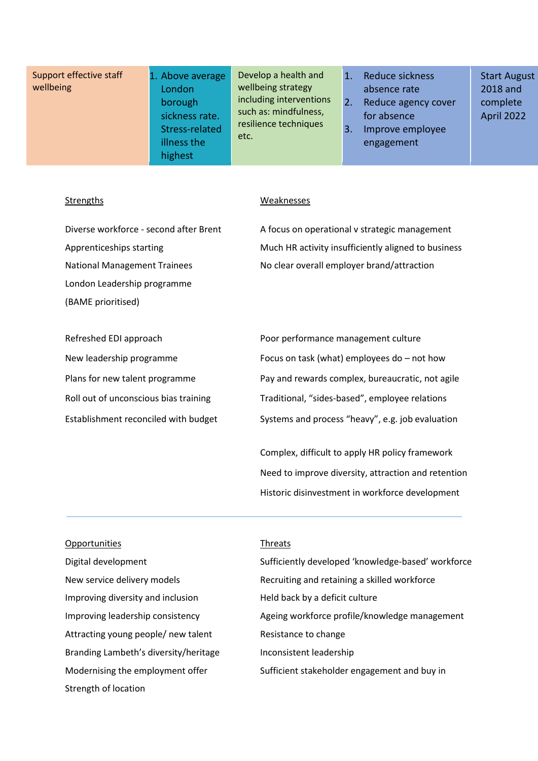| | | | | |
|---|---|---|---|---|
| Support effective staff wellbeing | 1. Above average London borough sickness rate. Stress-related illness the highest | Develop a health and wellbeing strategy including interventions such as: mindfulness, resilience techniques etc. | 1. Reduce sickness absence rate<br>2. Reduce agency cover for absence<br>3. Improve employee engagement | Start August 2018 and complete April 2022 |

| Strengths | Weaknesses |
|---|---|
| Diverse workforce - second after Brent | A focus on operational v strategic management |
| Apprenticeships starting | Much HR activity insufficiently aligned to business |
| National Management Trainees | No clear overall employer brand/attraction |
| London Leadership programme (BAME prioritised) | |
| Refreshed EDI approach | Poor performance management culture |
| New leadership programme | Focus on task (what) employees do – not how |
| Plans for new talent programme | Pay and rewards complex, bureaucratic, not agile |
| Roll out of unconscious bias training | Traditional, "sides-based", employee relations |
| Establishment reconciled with budget | Systems and process "heavy", e.g. job evaluation |
| | Complex, difficult to apply HR policy framework |
| | Need to improve diversity, attraction and retention |
| | Historic disinvestment in workforce development |

| Opportunities | Threats |
|---|---|
| Digital development | Sufficiently developed 'knowledge-based' workforce |
| New service delivery models | Recruiting and retaining a skilled workforce |
| Improving diversity and inclusion | Held back by a deficit culture |
| Improving leadership consistency | Ageing workforce profile/knowledge management |
| Attracting young people/ new talent | Resistance to change |
| Branding Lambeth's diversity/heritage | Inconsistent leadership |
| Modernising the employment offer | Sufficient stakeholder engagement and buy in |
| Strength of location | |